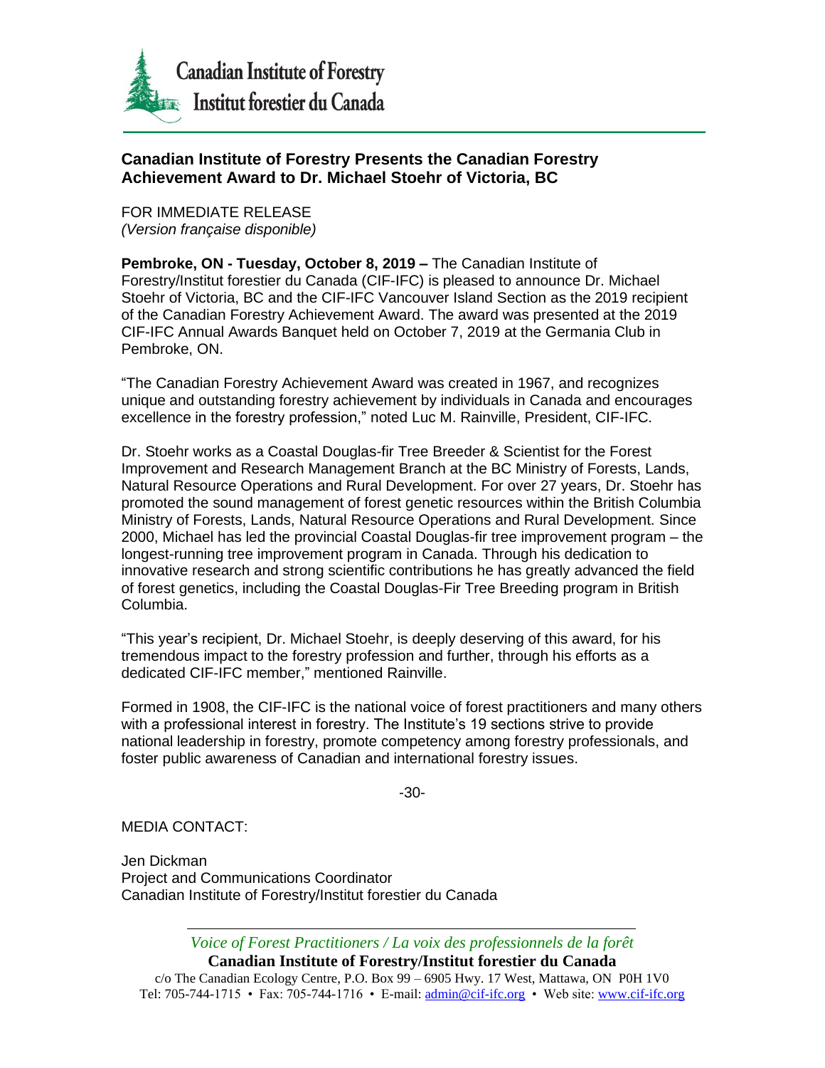Canadian Institute of Forestry
Institut forestier du Canada

## Canadian Institute of Forestry Presents the Canadian Forestry Achievement Award to Dr. Michael Stoehr of Victoria, BC

FOR IMMEDIATE RELEASE
*(Version française disponible)*

**Pembroke, ON - Tuesday, October 8, 2019 –** The Canadian Institute of Forestry/Institut forestier du Canada (CIF-IFC) is pleased to announce Dr. Michael Stoehr of Victoria, BC and the CIF-IFC Vancouver Island Section as the 2019 recipient of the Canadian Forestry Achievement Award. The award was presented at the 2019 CIF-IFC Annual Awards Banquet held on October 7, 2019 at the Germania Club in Pembroke, ON.

"The Canadian Forestry Achievement Award was created in 1967, and recognizes unique and outstanding forestry achievement by individuals in Canada and encourages excellence in the forestry profession," noted Luc M. Rainville, President, CIF-IFC.

Dr. Stoehr works as a Coastal Douglas-fir Tree Breeder & Scientist for the Forest Improvement and Research Management Branch at the BC Ministry of Forests, Lands, Natural Resource Operations and Rural Development. For over 27 years, Dr. Stoehr has promoted the sound management of forest genetic resources within the British Columbia Ministry of Forests, Lands, Natural Resource Operations and Rural Development. Since 2000, Michael has led the provincial Coastal Douglas-fir tree improvement program – the longest-running tree improvement program in Canada. Through his dedication to innovative research and strong scientific contributions he has greatly advanced the field of forest genetics, including the Coastal Douglas-Fir Tree Breeding program in British Columbia.

"This year's recipient, Dr. Michael Stoehr, is deeply deserving of this award, for his tremendous impact to the forestry profession and further, through his efforts as a dedicated CIF-IFC member," mentioned Rainville.

Formed in 1908, the CIF-IFC is the national voice of forest practitioners and many others with a professional interest in forestry. The Institute's 19 sections strive to provide national leadership in forestry, promote competency among forestry professionals, and foster public awareness of Canadian and international forestry issues.

-30-

MEDIA CONTACT:

Jen Dickman
Project and Communications Coordinator
Canadian Institute of Forestry/Institut forestier du Canada

*Voice of Forest Practitioners / La voix des professionnels de la forêt*
**Canadian Institute of Forestry/Institut forestier du Canada**
c/o The Canadian Ecology Centre, P.O. Box 99 – 6905 Hwy. 17 West, Mattawa, ON P0H 1V0
Tel: 705-744-1715 • Fax: 705-744-1716 • E-mail: admin@cif-ifc.org • Web site: www.cif-ifc.org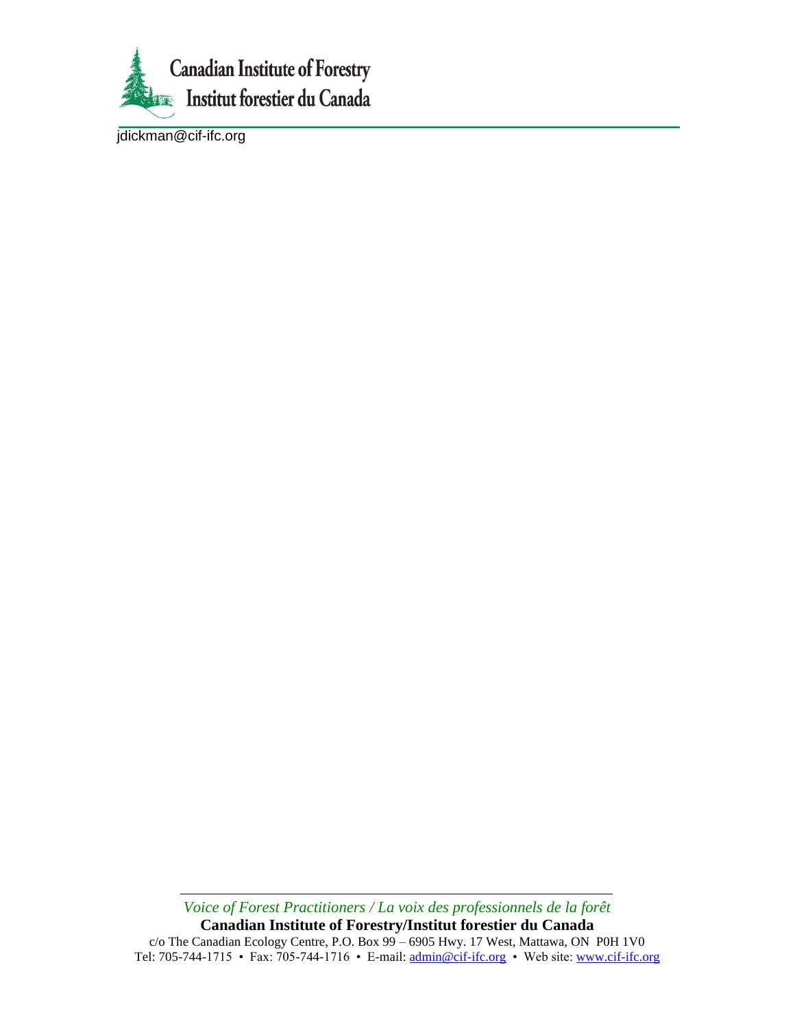jdickman@cif-ifc.org